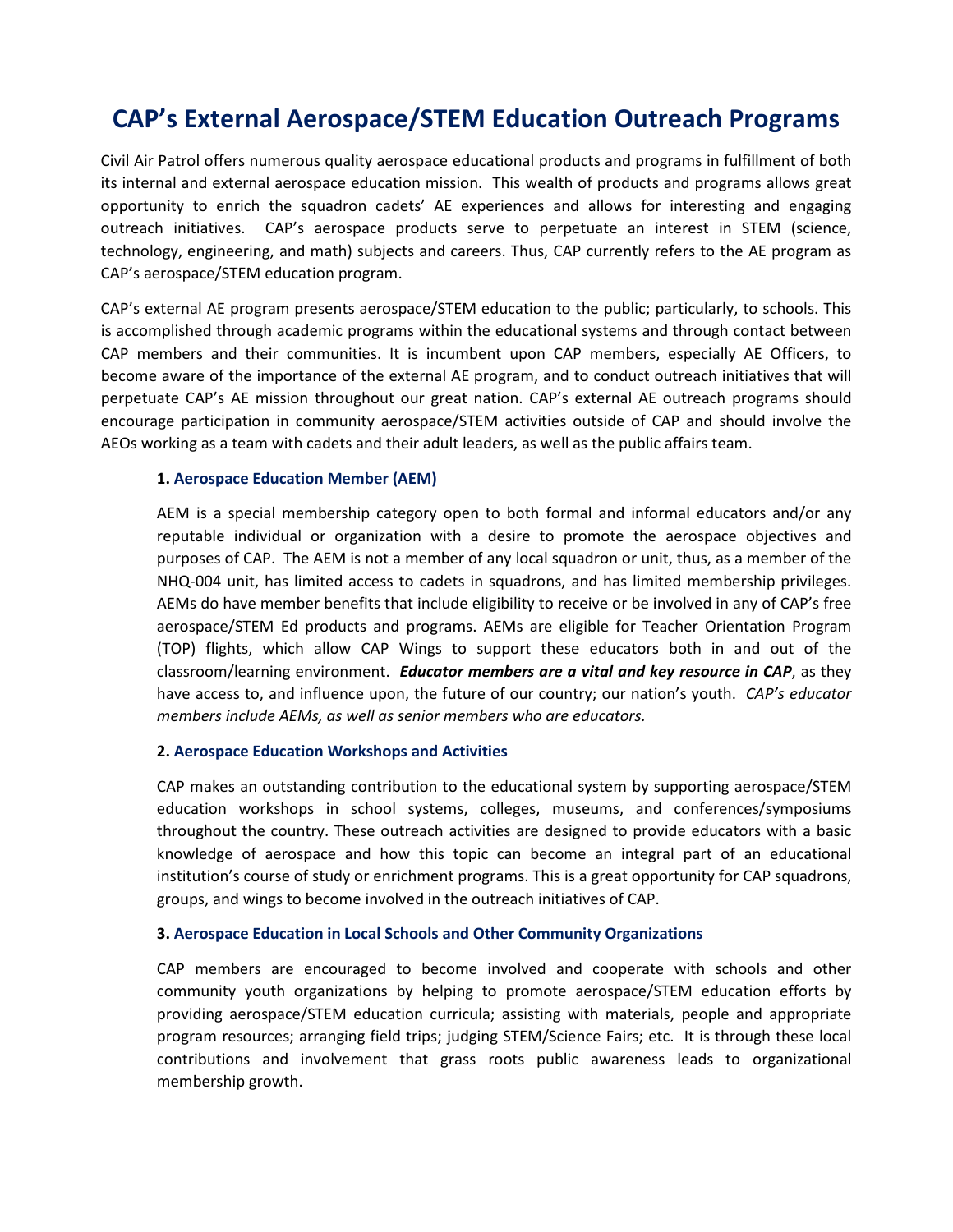# CAP's External Aerospace/STEM Education Outreach Programs

Civil Air Patrol offers numerous quality aerospace educational products and programs in fulfillment of both its internal and external aerospace education mission. This wealth of products and programs allows great opportunity to enrich the squadron cadets' AE experiences and allows for interesting and engaging outreach initiatives. CAP's aerospace products serve to perpetuate an interest in STEM (science, technology, engineering, and math) subjects and careers. Thus, CAP currently refers to the AE program as CAP's aerospace/STEM education program.

CAP's external AE program presents aerospace/STEM education to the public; particularly, to schools. This is accomplished through academic programs within the educational systems and through contact between CAP members and their communities. It is incumbent upon CAP members, especially AE Officers, to become aware of the importance of the external AE program, and to conduct outreach initiatives that will perpetuate CAP's AE mission throughout our great nation. CAP's external AE outreach programs should encourage participation in community aerospace/STEM activities outside of CAP and should involve the AEOs working as a team with cadets and their adult leaders, as well as the public affairs team.

**1. Aerospace Education Member (AEM)**

AEM is a special membership category open to both formal and informal educators and/or any reputable individual or organization with a desire to promote the aerospace objectives and purposes of CAP. The AEM is not a member of any local squadron or unit, thus, as a member of the NHQ-004 unit, has limited access to cadets in squadrons, and has limited membership privileges. AEMs do have member benefits that include eligibility to receive or be involved in any of CAP's free aerospace/STEM Ed products and programs. AEMs are eligible for Teacher Orientation Program (TOP) flights, which allow CAP Wings to support these educators both in and out of the classroom/learning environment. ***Educator members are a vital and key resource in CAP***, as they have access to, and influence upon, the future of our country; our nation's youth. *CAP's educator members include AEMs, as well as senior members who are educators.*

**2. Aerospace Education Workshops and Activities**

CAP makes an outstanding contribution to the educational system by supporting aerospace/STEM education workshops in school systems, colleges, museums, and conferences/symposiums throughout the country. These outreach activities are designed to provide educators with a basic knowledge of aerospace and how this topic can become an integral part of an educational institution's course of study or enrichment programs. This is a great opportunity for CAP squadrons, groups, and wings to become involved in the outreach initiatives of CAP.

**3. Aerospace Education in Local Schools and Other Community Organizations**

CAP members are encouraged to become involved and cooperate with schools and other community youth organizations by helping to promote aerospace/STEM education efforts by providing aerospace/STEM education curricula; assisting with materials, people and appropriate program resources; arranging field trips; judging STEM/Science Fairs; etc. It is through these local contributions and involvement that grass roots public awareness leads to organizational membership growth.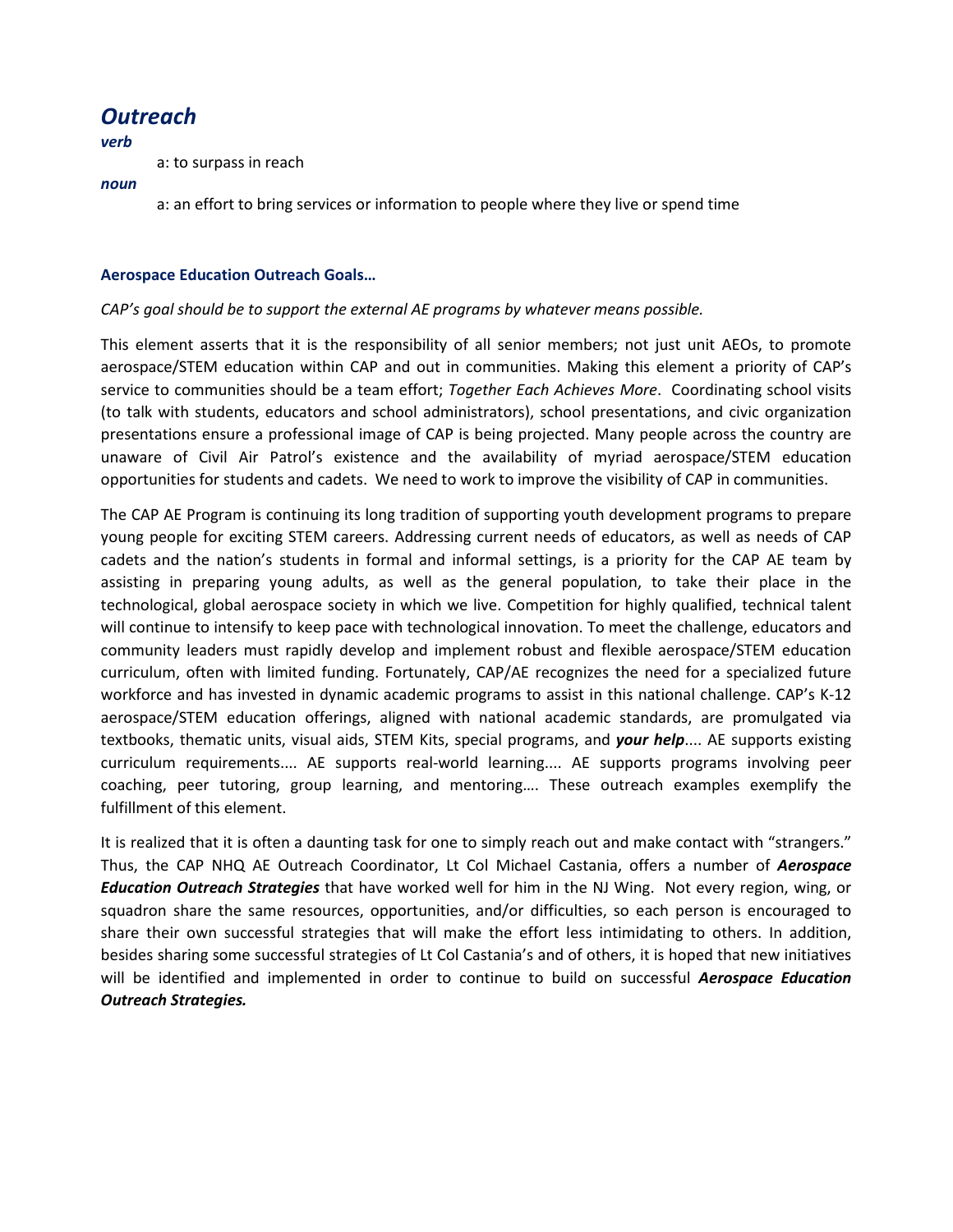# *Outreach*

***verb***

a: to surpass in reach

***noun***

a: an effort to bring services or information to people where they live or spend time

**Aerospace Education Outreach Goals…**

*CAP's goal should be to support the external AE programs by whatever means possible.*

This element asserts that it is the responsibility of all senior members; not just unit AEOs, to promote aerospace/STEM education within CAP and out in communities. Making this element a priority of CAP's service to communities should be a team effort; *Together Each Achieves More*. Coordinating school visits (to talk with students, educators and school administrators), school presentations, and civic organization presentations ensure a professional image of CAP is being projected. Many people across the country are unaware of Civil Air Patrol's existence and the availability of myriad aerospace/STEM education opportunities for students and cadets. We need to work to improve the visibility of CAP in communities.

The CAP AE Program is continuing its long tradition of supporting youth development programs to prepare young people for exciting STEM careers. Addressing current needs of educators, as well as needs of CAP cadets and the nation's students in formal and informal settings, is a priority for the CAP AE team by assisting in preparing young adults, as well as the general population, to take their place in the technological, global aerospace society in which we live. Competition for highly qualified, technical talent will continue to intensify to keep pace with technological innovation. To meet the challenge, educators and community leaders must rapidly develop and implement robust and flexible aerospace/STEM education curriculum, often with limited funding. Fortunately, CAP/AE recognizes the need for a specialized future workforce and has invested in dynamic academic programs to assist in this national challenge. CAP's K-12 aerospace/STEM education offerings, aligned with national academic standards, are promulgated via textbooks, thematic units, visual aids, STEM Kits, special programs, and ***your help****....* AE supports existing curriculum requirements.... AE supports real-world learning.... AE supports programs involving peer coaching, peer tutoring, group learning, and mentoring…. These outreach examples exemplify the fulfillment of this element.

It is realized that it is often a daunting task for one to simply reach out and make contact with "strangers." Thus, the CAP NHQ AE Outreach Coordinator, Lt Col Michael Castania, offers a number of ***Aerospace Education Outreach Strategies*** that have worked well for him in the NJ Wing. Not every region, wing, or squadron share the same resources, opportunities, and/or difficulties, so each person is encouraged to share their own successful strategies that will make the effort less intimidating to others. In addition, besides sharing some successful strategies of Lt Col Castania's and of others, it is hoped that new initiatives will be identified and implemented in order to continue to build on successful ***Aerospace Education Outreach Strategies.***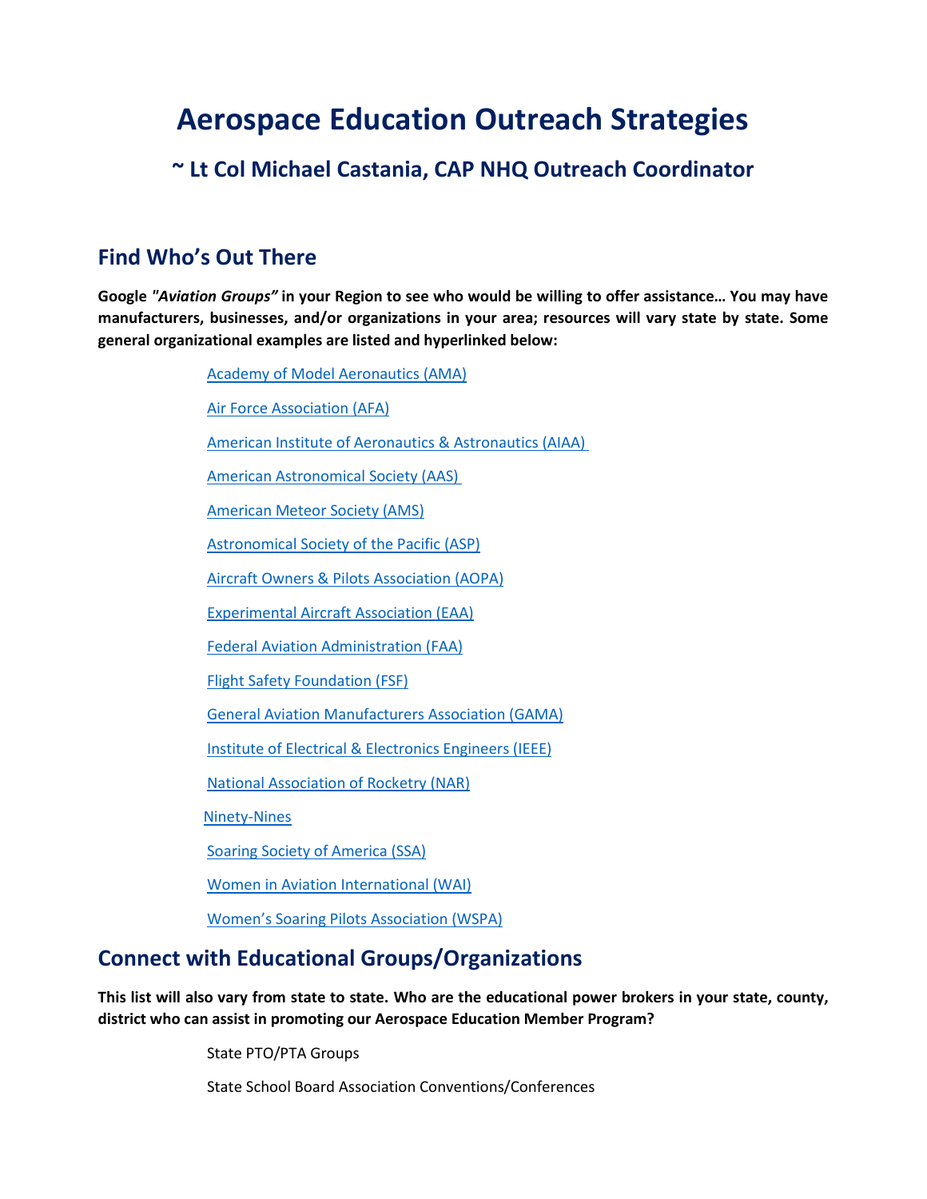# Aerospace Education Outreach Strategies

## ~ Lt Col Michael Castania, CAP NHQ Outreach Coordinator

## Find Who's Out There

**Google *"Aviation Groups"* in your Region to see who would be willing to offer assistance… You may have manufacturers, businesses, and/or organizations in your area; resources will vary state by state. Some general organizational examples are listed and hyperlinked below:**

- Academy of Model Aeronautics (AMA)
- Air Force Association (AFA)
- American Institute of Aeronautics & Astronautics (AIAA)
- American Astronomical Society (AAS)
- American Meteor Society (AMS)
- Astronomical Society of the Pacific (ASP)
- Aircraft Owners & Pilots Association (AOPA)
- Experimental Aircraft Association (EAA)
- Federal Aviation Administration (FAA)
- Flight Safety Foundation (FSF)
- General Aviation Manufacturers Association (GAMA)
- Institute of Electrical & Electronics Engineers (IEEE)
- National Association of Rocketry (NAR)
- Ninety-Nines
- Soaring Society of America (SSA)
- Women in Aviation International (WAI)
- Women's Soaring Pilots Association (WSPA)

## Connect with Educational Groups/Organizations

**This list will also vary from state to state. Who are the educational power brokers in your state, county, district who can assist in promoting our Aerospace Education Member Program?**

- State PTO/PTA Groups
- State School Board Association Conventions/Conferences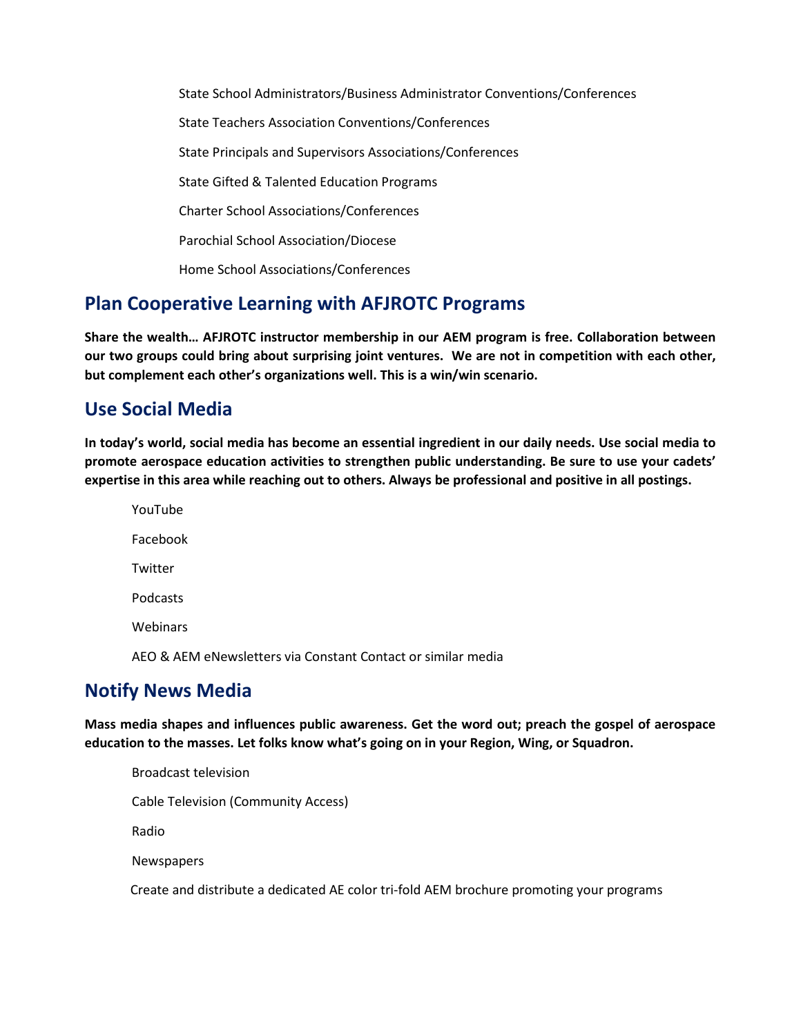- State School Administrators/Business Administrator Conventions/Conferences
- State Teachers Association Conventions/Conferences
- State Principals and Supervisors Associations/Conferences
- State Gifted & Talented Education Programs
- Charter School Associations/Conferences
- Parochial School Association/Diocese
- Home School Associations/Conferences

## Plan Cooperative Learning with AFJROTC Programs

**Share the wealth… AFJROTC instructor membership in our AEM program is free. Collaboration between our two groups could bring about surprising joint ventures. We are not in competition with each other, but complement each other's organizations well. This is a win/win scenario.**

## Use Social Media

**In today's world, social media has become an essential ingredient in our daily needs. Use social media to promote aerospace education activities to strengthen public understanding. Be sure to use your cadets' expertise in this area while reaching out to others. Always be professional and positive in all postings.**

- YouTube
- Facebook
- Twitter
- Podcasts
- Webinars
- AEO & AEM eNewsletters via Constant Contact or similar media

## Notify News Media

**Mass media shapes and influences public awareness. Get the word out; preach the gospel of aerospace education to the masses. Let folks know what's going on in your Region, Wing, or Squadron.**

- Broadcast television
- Cable Television (Community Access)
- Radio
- Newspapers
- Create and distribute a dedicated AE color tri-fold AEM brochure promoting your programs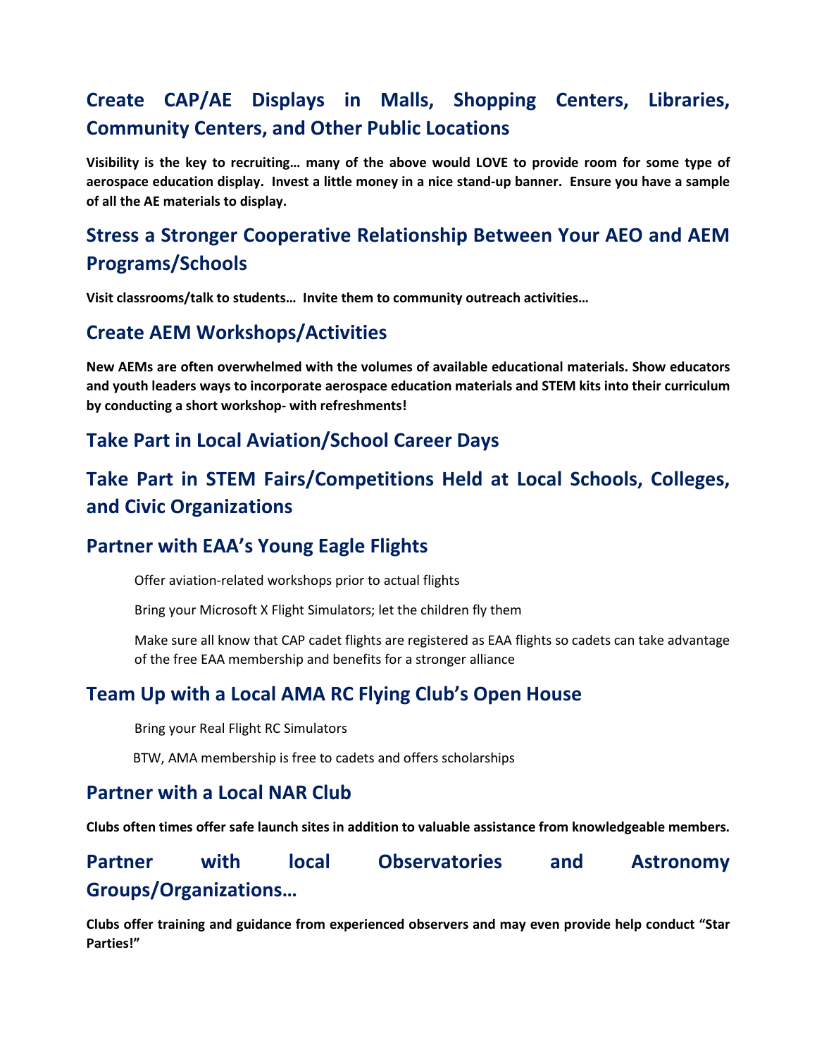## Create CAP/AE Displays in Malls, Shopping Centers, Libraries, Community Centers, and Other Public Locations

**Visibility is the key to recruiting… many of the above would LOVE to provide room for some type of aerospace education display. Invest a little money in a nice stand-up banner. Ensure you have a sample of all the AE materials to display.**

## Stress a Stronger Cooperative Relationship Between Your AEO and AEM Programs/Schools

**Visit classrooms/talk to students… Invite them to community outreach activities…**

## Create AEM Workshops/Activities

**New AEMs are often overwhelmed with the volumes of available educational materials. Show educators and youth leaders ways to incorporate aerospace education materials and STEM kits into their curriculum by conducting a short workshop- with refreshments!**

## Take Part in Local Aviation/School Career Days

## Take Part in STEM Fairs/Competitions Held at Local Schools, Colleges, and Civic Organizations

## Partner with EAA's Young Eagle Flights

Offer aviation-related workshops prior to actual flights

Bring your Microsoft X Flight Simulators; let the children fly them

Make sure all know that CAP cadet flights are registered as EAA flights so cadets can take advantage of the free EAA membership and benefits for a stronger alliance

## Team Up with a Local AMA RC Flying Club's Open House

Bring your Real Flight RC Simulators

BTW, AMA membership is free to cadets and offers scholarships

## Partner with a Local NAR Club

**Clubs often times offer safe launch sites in addition to valuable assistance from knowledgeable members.**

## Partner with local Observatories and Astronomy Groups/Organizations…

**Clubs offer training and guidance from experienced observers and may even provide help conduct "Star Parties!"**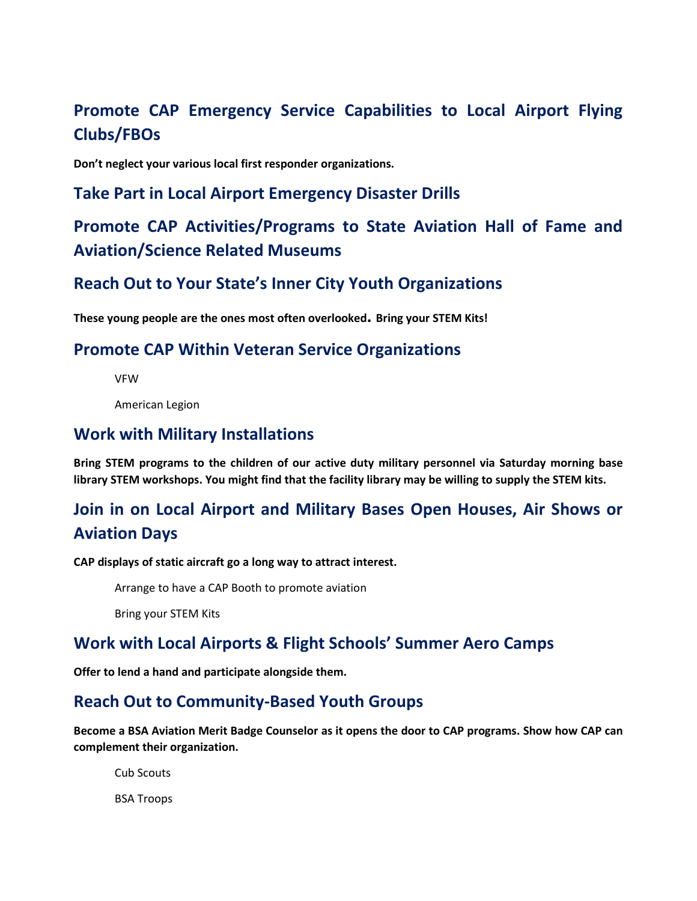## Promote CAP Emergency Service Capabilities to Local Airport Flying Clubs/FBOs

**Don't neglect your various local first responder organizations.**

## Take Part in Local Airport Emergency Disaster Drills

## Promote CAP Activities/Programs to State Aviation Hall of Fame and Aviation/Science Related Museums

## Reach Out to Your State's Inner City Youth Organizations

**These young people are the ones most often overlooked. Bring your STEM Kits!**

## Promote CAP Within Veteran Service Organizations

- VFW
- American Legion

## Work with Military Installations

**Bring STEM programs to the children of our active duty military personnel via Saturday morning base library STEM workshops. You might find that the facility library may be willing to supply the STEM kits.**

## Join in on Local Airport and Military Bases Open Houses, Air Shows or Aviation Days

**CAP displays of static aircraft go a long way to attract interest.**

- Arrange to have a CAP Booth to promote aviation
- Bring your STEM Kits

## Work with Local Airports & Flight Schools' Summer Aero Camps

**Offer to lend a hand and participate alongside them.**

## Reach Out to Community-Based Youth Groups

**Become a BSA Aviation Merit Badge Counselor as it opens the door to CAP programs. Show how CAP can complement their organization.**

- Cub Scouts
- BSA Troops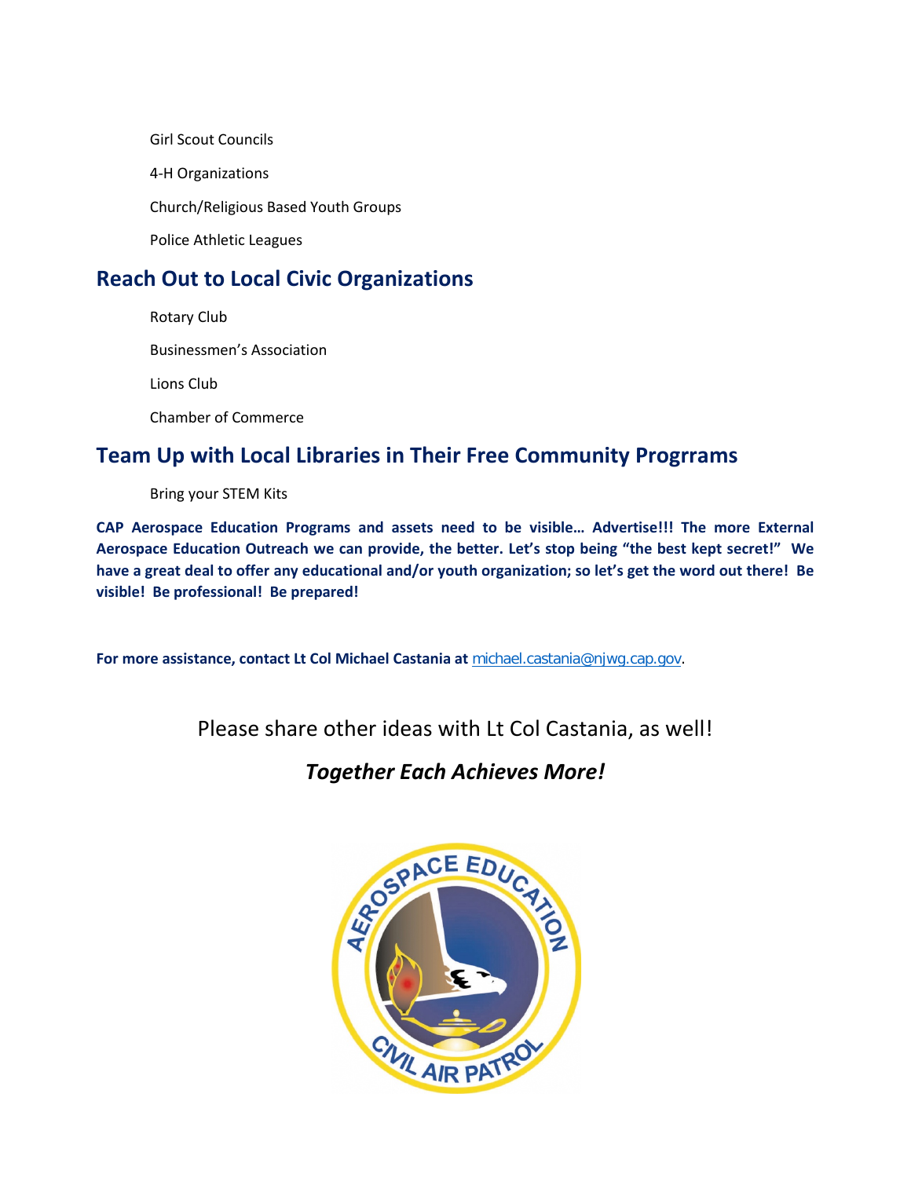Girl Scout Councils

4-H Organizations

Church/Religious Based Youth Groups

Police Athletic Leagues

## Reach Out to Local Civic Organizations

Rotary Club

Businessmen's Association

Lions Club

Chamber of Commerce

## Team Up with Local Libraries in Their Free Community Progrrams

Bring your STEM Kits

**CAP Aerospace Education Programs and assets need to be visible… Advertise!!! The more External Aerospace Education Outreach we can provide, the better. Let's stop being "the best kept secret!" We have a great deal to offer any educational and/or youth organization; so let's get the word out there! Be visible! Be professional! Be prepared!**

**For more assistance, contact Lt Col Michael Castania at** michael.castania@njwg.cap.gov.

Please share other ideas with Lt Col Castania, as well!

***Together Each Achieves More!***